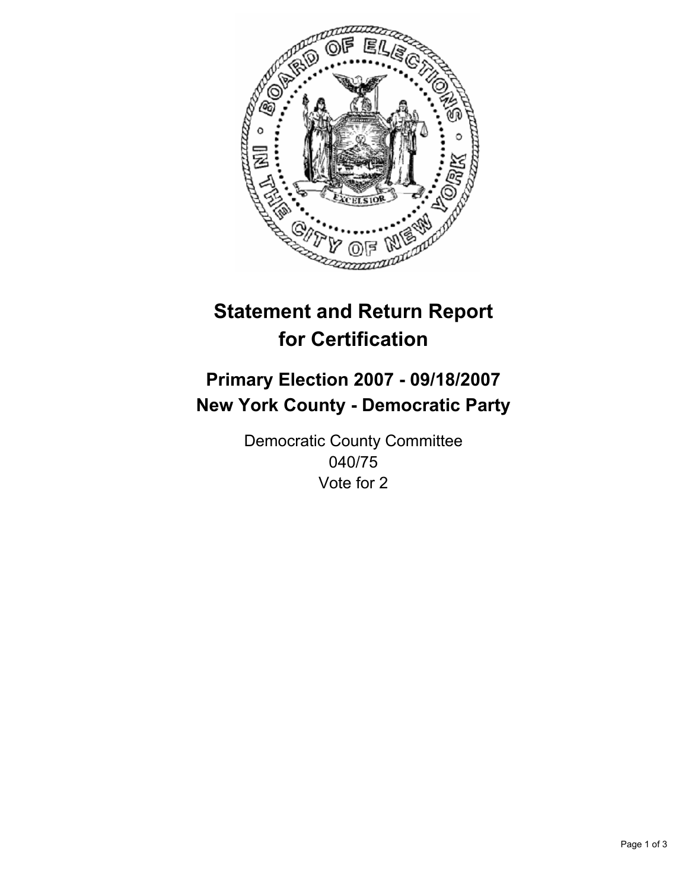# Statement and Return Report for Certification

## Primary Election 2007 - 09/18/2007
## New York County - Democratic Party

Democratic County Committee
040/75
Vote for 2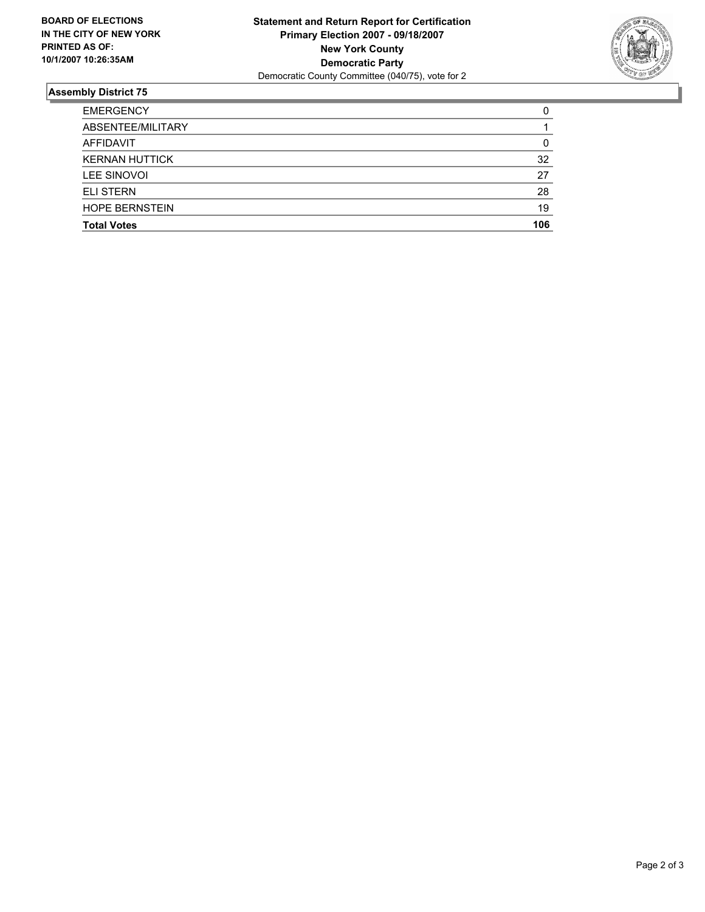**BOARD OF ELECTIONS IN THE CITY OF NEW YORK**
**PRINTED AS OF:**
**10/1/2007 10:26:35AM**

**Statement and Return Report for Certification**
**Primary Election 2007 - 09/18/2007**
**New York County**
**Democratic Party**
Democratic County Committee (040/75), vote for 2

## Assembly District 75

| | |
|---|---|
| EMERGENCY | 0 |
| ABSENTEE/MILITARY | 1 |
| AFFIDAVIT | 0 |
| KERNAN HUTTICK | 32 |
| LEE SINOVOI | 27 |
| ELI STERN | 28 |
| HOPE BERNSTEIN | 19 |
| **Total Votes** | **106** |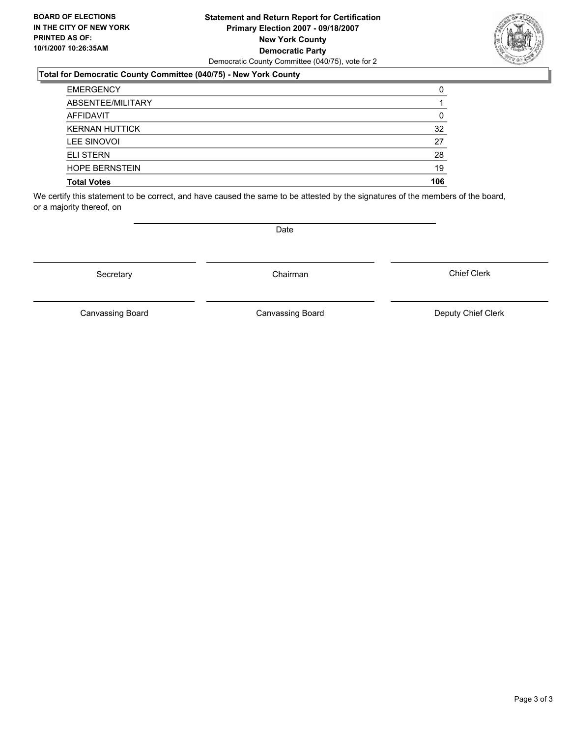**BOARD OF ELECTIONS IN THE CITY OF NEW YORK PRINTED AS OF: 10/1/2007 10:26:35AM**

**Statement and Return Report for Certification**
**Primary Election 2007 - 09/18/2007**
**New York County**
**Democratic Party**
Democratic County Committee (040/75), vote for 2

**Total for Democratic County Committee (040/75) - New York County**

| | |
|---|---|
| EMERGENCY | 0 |
| ABSENTEE/MILITARY | 1 |
| AFFIDAVIT | 0 |
| KERNAN HUTTICK | 32 |
| LEE SINOVOI | 27 |
| ELI STERN | 28 |
| HOPE BERNSTEIN | 19 |
| **Total Votes** | **106** |

We certify this statement to be correct, and have caused the same to be attested by the signatures of the members of the board, or a majority thereof, on

Date

Secretary

Chairman

Chief Clerk

Canvassing Board

Canvassing Board

Deputy Chief Clerk